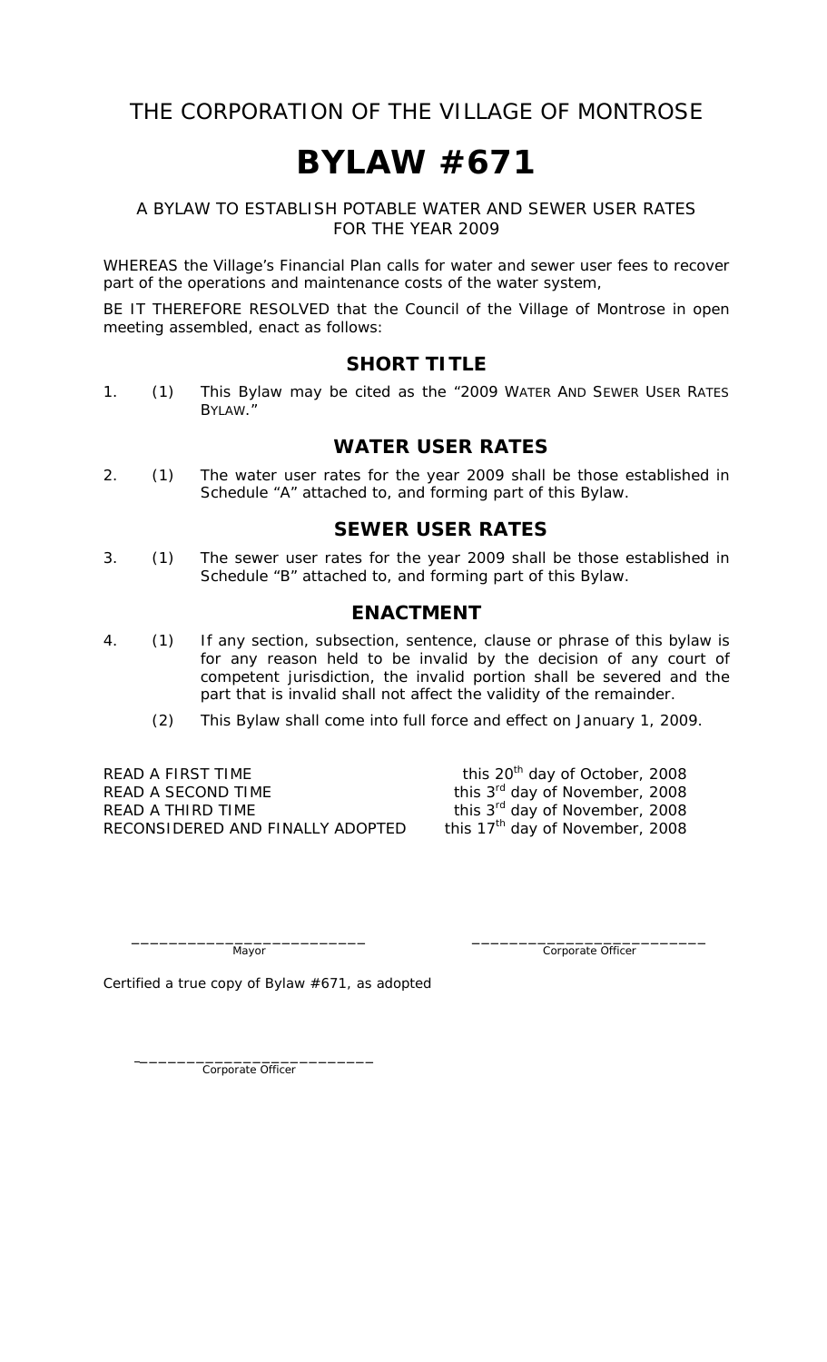THE CORPORATION OF THE VILLAGE OF MONTROSE

# BYLAW #671

A BYLAW TO ESTABLISH POTABLE WATER AND SEWER USER RATES FOR THE YEAR 2009

WHEREAS the Village's Financial Plan calls for water and sewer user fees to recover part of the operations and maintenance costs of the water system,

BE IT THEREFORE RESOLVED that the Council of the Village of Montrose in open meeting assembled, enact as follows:

## SHORT TITLE

1. (1) This Bylaw may be cited as the "2009 WATER AND SEWER USER RATES BYLAW."

## WATER USER RATES

2. (1) The water user rates for the year 2009 shall be those established in Schedule "A" attached to, and forming part of this Bylaw.

## SEWER USER RATES

3. (1) The sewer user rates for the year 2009 shall be those established in Schedule "B" attached to, and forming part of this Bylaw.

## ENACTMENT

4. (1) If any section, subsection, sentence, clause or phrase of this bylaw is for any reason held to be invalid by the decision of any court of competent jurisdiction, the invalid portion shall be severed and the part that is invalid shall not affect the validity of the remainder.

   (2) This Bylaw shall come into full force and effect on January 1, 2009.

| | |
|---|---|
| READ A FIRST TIME | this 20th day of October, 2008 |
| READ A SECOND TIME | this 3rd day of November, 2008 |
| READ A THIRD TIME | this 3rd day of November, 2008 |
| RECONSIDERED AND FINALLY ADOPTED | this 17th day of November, 2008 |

_________________________ Mayor

_________________________ Corporate Officer

Certified a true copy of Bylaw #671, as adopted

_________________________ Corporate Officer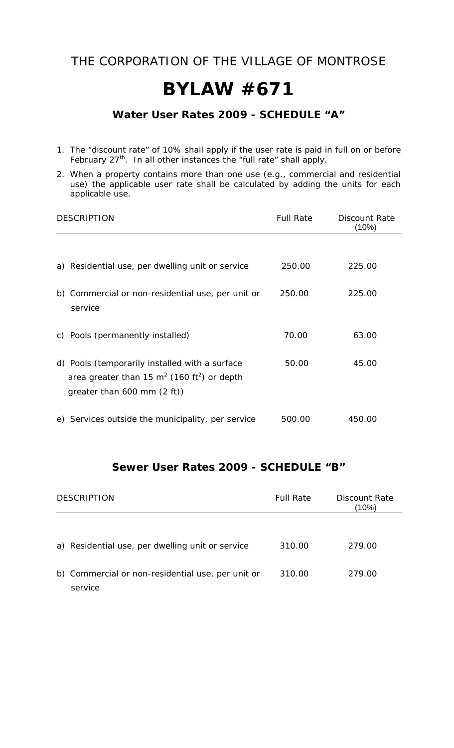THE CORPORATION OF THE VILLAGE OF MONTROSE

# BYLAW #671

## Water User Rates 2009 - SCHEDULE "A"

1. The "discount rate" of 10% shall apply if the user rate is paid in full on or before February 27th. In all other instances the "full rate" shall apply.
2. When a property contains more than one use (e.g., commercial and residential use) the applicable user rate shall be calculated by adding the units for each applicable use.

| DESCRIPTION | Full Rate | Discount Rate (10%) |
|---|---|---|
| a) Residential use, per dwelling unit or service | 250.00 | 225.00 |
| b) Commercial or non-residential use, per unit or service | 250.00 | 225.00 |
| c) Pools (permanently installed) | 70.00 | 63.00 |
| d) Pools (temporarily installed with a surface area greater than 15 $m^2$ (160 $ft^2$) or depth greater than 600 mm (2 ft)) | 50.00 | 45.00 |
| e) Services outside the municipality, per service | 500.00 | 450.00 |

## Sewer User Rates 2009 - SCHEDULE "B"

| DESCRIPTION | Full Rate | Discount Rate (10%) |
|---|---|---|
| a) Residential use, per dwelling unit or service | 310.00 | 279.00 |
| b) Commercial or non-residential use, per unit or service | 310.00 | 279.00 |